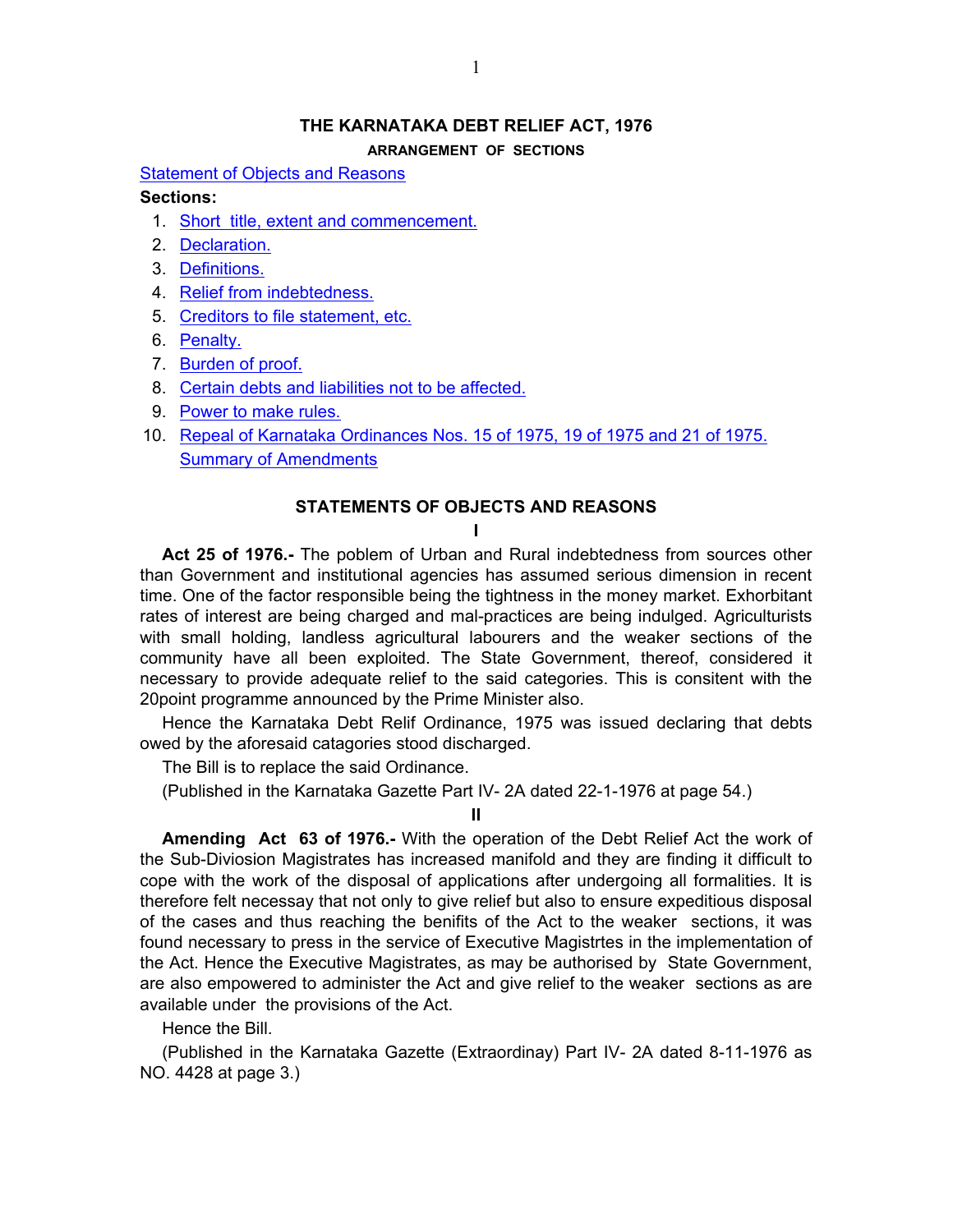# THE KARNATAKA DEBT RELIEF ACT, 1976

### ARRANGEMENT OF SECTIONS

Statement of Objects and Reasons

**Sections:**

1. Short title, extent and commencement.
2. Declaration.
3. Definitions.
4. Relief from indebtedness.
5. Creditors to file statement, etc.
6. Penalty.
7. Burden of proof.
8. Certain debts and liabilities not to be affected.
9. Power to make rules.
10. Repeal of Karnataka Ordinances Nos. 15 of 1975, 19 of 1975 and 21 of 1975.

Summary of Amendments

## STATEMENTS OF OBJECTS AND REASONS

**I**

**Act 25 of 1976.-** The poblem of Urban and Rural indebtedness from sources other than Government and institutional agencies has assumed serious dimension in recent time. One of the factor responsible being the tightness in the money market. Exhorbitant rates of interest are being charged and mal-practices are being indulged. Agriculturists with small holding, landless agricultural labourers and the weaker sections of the community have all been exploited. The State Government, thereof, considered it necessary to provide adequate relief to the said categories. This is consitent with the 20point programme announced by the Prime Minister also.

Hence the Karnataka Debt Relif Ordinance, 1975 was issued declaring that debts owed by the aforesaid catagories stood discharged.

The Bill is to replace the said Ordinance.

(Published in the Karnataka Gazette Part IV- 2A dated 22-1-1976 at page 54.)

**II**

**Amending Act 63 of 1976.-** With the operation of the Debt Relief Act the work of the Sub-Diviosion Magistrates has increased manifold and they are finding it difficult to cope with the work of the disposal of applications after undergoing all formalities. It is therefore felt necessay that not only to give relief but also to ensure expeditious disposal of the cases and thus reaching the benifits of the Act to the weaker sections, it was found necessary to press in the service of Executive Magistrtes in the implementation of the Act. Hence the Executive Magistrates, as may be authorised by State Government, are also empowered to administer the Act and give relief to the weaker sections as are available under the provisions of the Act.

Hence the Bill.

(Published in the Karnataka Gazette (Extraordinay) Part IV- 2A dated 8-11-1976 as NO. 4428 at page 3.)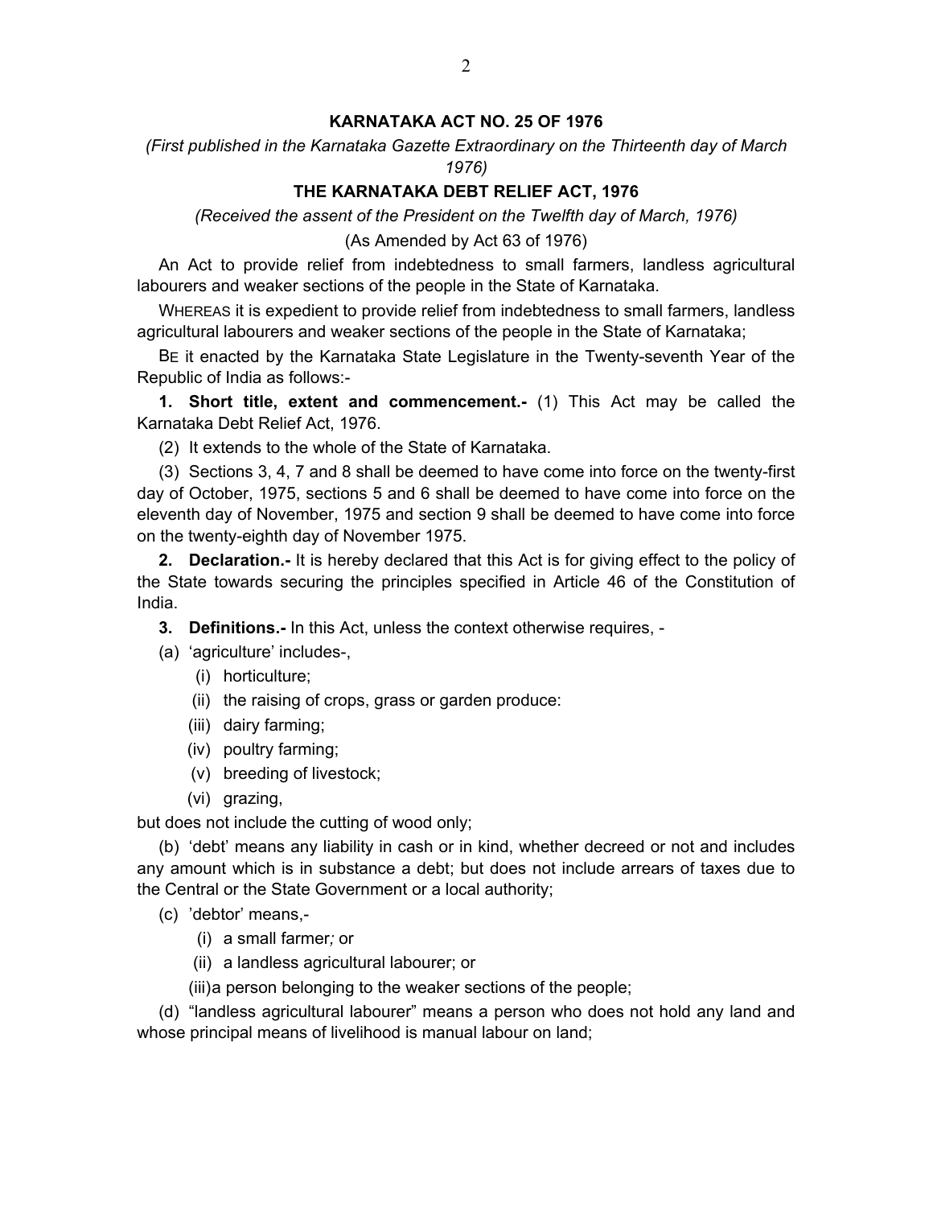**KARNATAKA ACT NO. 25 OF 1976**

*(First published in the Karnataka Gazette Extraordinary on the Thirteenth day of March 1976)*

**THE KARNATAKA DEBT RELIEF ACT, 1976**

*(Received the assent of the President on the Twelfth day of March, 1976)*

(As Amended by Act 63 of 1976)

An Act to provide relief from indebtedness to small farmers, landless agricultural labourers and weaker sections of the people in the State of Karnataka.

WHEREAS it is expedient to provide relief from indebtedness to small farmers, landless agricultural labourers and weaker sections of the people in the State of Karnataka;

BE it enacted by the Karnataka State Legislature in the Twenty-seventh Year of the Republic of India as follows:-

**1. Short title, extent and commencement.-** (1) This Act may be called the Karnataka Debt Relief Act, 1976.

(2) It extends to the whole of the State of Karnataka.

(3) Sections 3, 4, 7 and 8 shall be deemed to have come into force on the twenty-first day of October, 1975, sections 5 and 6 shall be deemed to have come into force on the eleventh day of November, 1975 and section 9 shall be deemed to have come into force on the twenty-eighth day of November 1975.

**2. Declaration.-** It is hereby declared that this Act is for giving effect to the policy of the State towards securing the principles specified in Article 46 of the Constitution of India.

**3. Definitions.-** In this Act, unless the context otherwise requires, -

(a) 'agriculture' includes-,

(i) horticulture;

(ii) the raising of crops, grass or garden produce:

(iii) dairy farming;

(iv) poultry farming;

(v) breeding of livestock;

(vi) grazing,

but does not include the cutting of wood only;

(b) 'debt' means any liability in cash or in kind, whether decreed or not and includes any amount which is in substance a debt; but does not include arrears of taxes due to the Central or the State Government or a local authority;

(c) 'debtor' means,-

(i) a small farmer*;* or

(ii) a landless agricultural labourer; or

(iii) a person belonging to the weaker sections of the people;

(d) "landless agricultural labourer" means a person who does not hold any land and whose principal means of livelihood is manual labour on land;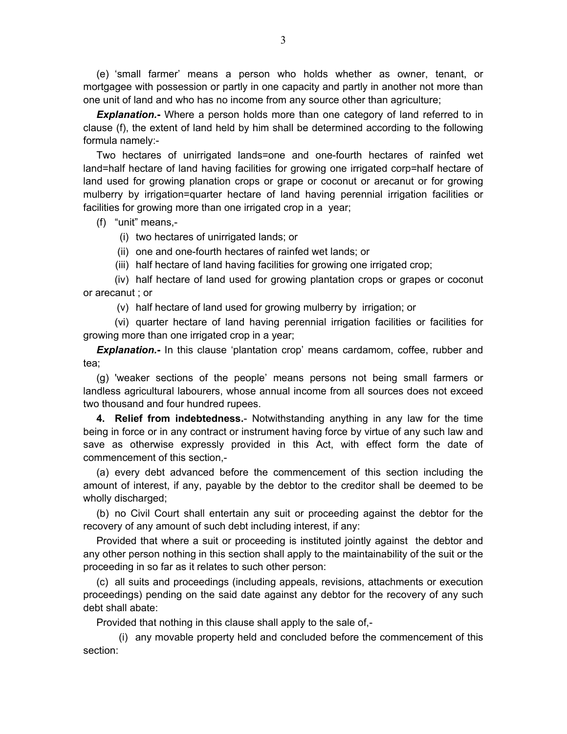(e) 'small farmer' means a person who holds whether as owner, tenant, or mortgagee with possession or partly in one capacity and partly in another not more than one unit of land and who has no income from any source other than agriculture;

***Explanation.-*** Where a person holds more than one category of land referred to in clause (f), the extent of land held by him shall be determined according to the following formula namely:-

Two hectares of unirrigated lands=one and one-fourth hectares of rainfed wet land=half hectare of land having facilities for growing one irrigated corp=half hectare of land used for growing planation crops or grape or coconut or arecanut or for growing mulberry by irrigation=quarter hectare of land having perennial irrigation facilities or facilities for growing more than one irrigated crop in a year;

(f) "unit" means,-

(i) two hectares of unirrigated lands; or

(ii) one and one-fourth hectares of rainfed wet lands; or

(iii) half hectare of land having facilities for growing one irrigated crop;

(iv) half hectare of land used for growing plantation crops or grapes or coconut or arecanut ; or

(v) half hectare of land used for growing mulberry by irrigation; or

(vi) quarter hectare of land having perennial irrigation facilities or facilities for growing more than one irrigated crop in a year;

***Explanation.-*** In this clause 'plantation crop' means cardamom, coffee, rubber and tea;

(g) 'weaker sections of the people' means persons not being small farmers or landless agricultural labourers, whose annual income from all sources does not exceed two thousand and four hundred rupees.

**4. Relief from indebtedness.**- Notwithstanding anything in any law for the time being in force or in any contract or instrument having force by virtue of any such law and save as otherwise expressly provided in this Act, with effect form the date of commencement of this section,-

(a) every debt advanced before the commencement of this section including the amount of interest, if any, payable by the debtor to the creditor shall be deemed to be wholly discharged;

(b) no Civil Court shall entertain any suit or proceeding against the debtor for the recovery of any amount of such debt including interest, if any:

Provided that where a suit or proceeding is instituted jointly against the debtor and any other person nothing in this section shall apply to the maintainability of the suit or the proceeding in so far as it relates to such other person:

(c) all suits and proceedings (including appeals, revisions, attachments or execution proceedings) pending on the said date against any debtor for the recovery of any such debt shall abate:

Provided that nothing in this clause shall apply to the sale of,-

(i) any movable property held and concluded before the commencement of this section: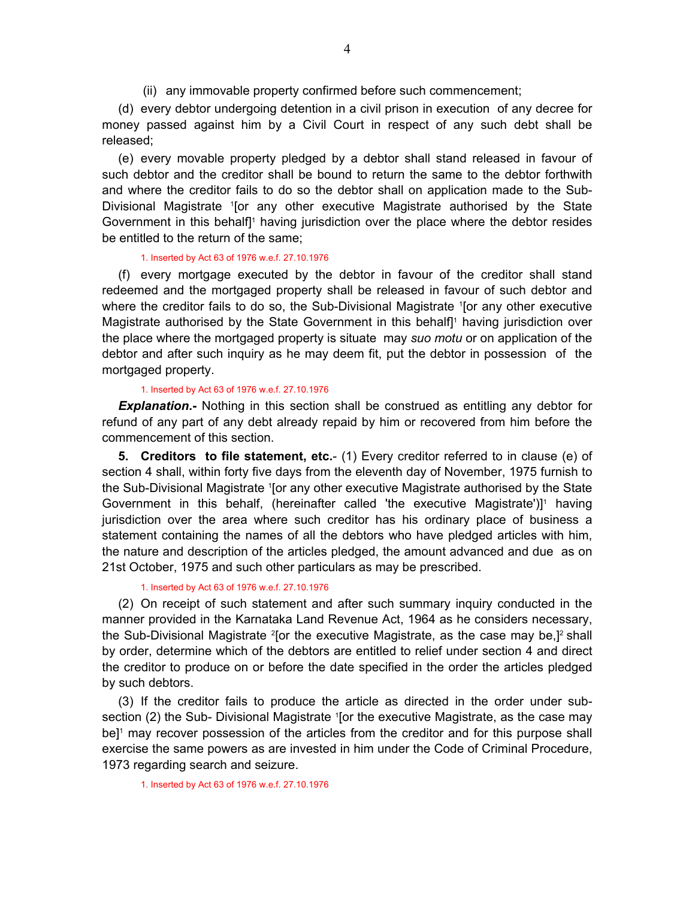(ii) any immovable property confirmed before such commencement;

(d) every debtor undergoing detention in a civil prison in execution of any decree for money passed against him by a Civil Court in respect of any such debt shall be released;

(e) every movable property pledged by a debtor shall stand released in favour of such debtor and the creditor shall be bound to return the same to the debtor forthwith and where the creditor fails to do so the debtor shall on application made to the Sub-Divisional Magistrate [1][or any other executive Magistrate authorised by the State Government in this behalf][1] having jurisdiction over the place where the debtor resides be entitled to the return of the same;

1. Inserted by Act 63 of 1976 w.e.f. 27.10.1976

(f) every mortgage executed by the debtor in favour of the creditor shall stand redeemed and the mortgaged property shall be released in favour of such debtor and where the creditor fails to do so, the Sub-Divisional Magistrate [1][or any other executive Magistrate authorised by the State Government in this behalf][1] having jurisdiction over the place where the mortgaged property is situate may *suo motu* or on application of the debtor and after such inquiry as he may deem fit, put the debtor in possession of the mortgaged property.

1. Inserted by Act 63 of 1976 w.e.f. 27.10.1976

***Explanation*.-** Nothing in this section shall be construed as entitling any debtor for refund of any part of any debt already repaid by him or recovered from him before the commencement of this section.

**5. Creditors to file statement, etc.**- (1) Every creditor referred to in clause (e) of section 4 shall, within forty five days from the eleventh day of November, 1975 furnish to the Sub-Divisional Magistrate [1][or any other executive Magistrate authorised by the State Government in this behalf, (hereinafter called 'the executive Magistrate')][1] having jurisdiction over the area where such creditor has his ordinary place of business a statement containing the names of all the debtors who have pledged articles with him, the nature and description of the articles pledged, the amount advanced and due as on 21st October, 1975 and such other particulars as may be prescribed.

1. Inserted by Act 63 of 1976 w.e.f. 27.10.1976

(2) On receipt of such statement and after such summary inquiry conducted in the manner provided in the Karnataka Land Revenue Act, 1964 as he considers necessary, the Sub-Divisional Magistrate [2][or the executive Magistrate, as the case may be,][2] shall by order, determine which of the debtors are entitled to relief under section 4 and direct the creditor to produce on or before the date specified in the order the articles pledged by such debtors.

(3) If the creditor fails to produce the article as directed in the order under sub-section (2) the Sub- Divisional Magistrate [1][or the executive Magistrate, as the case may be][1] may recover possession of the articles from the creditor and for this purpose shall exercise the same powers as are invested in him under the Code of Criminal Procedure, 1973 regarding search and seizure.

1. Inserted by Act 63 of 1976 w.e.f. 27.10.1976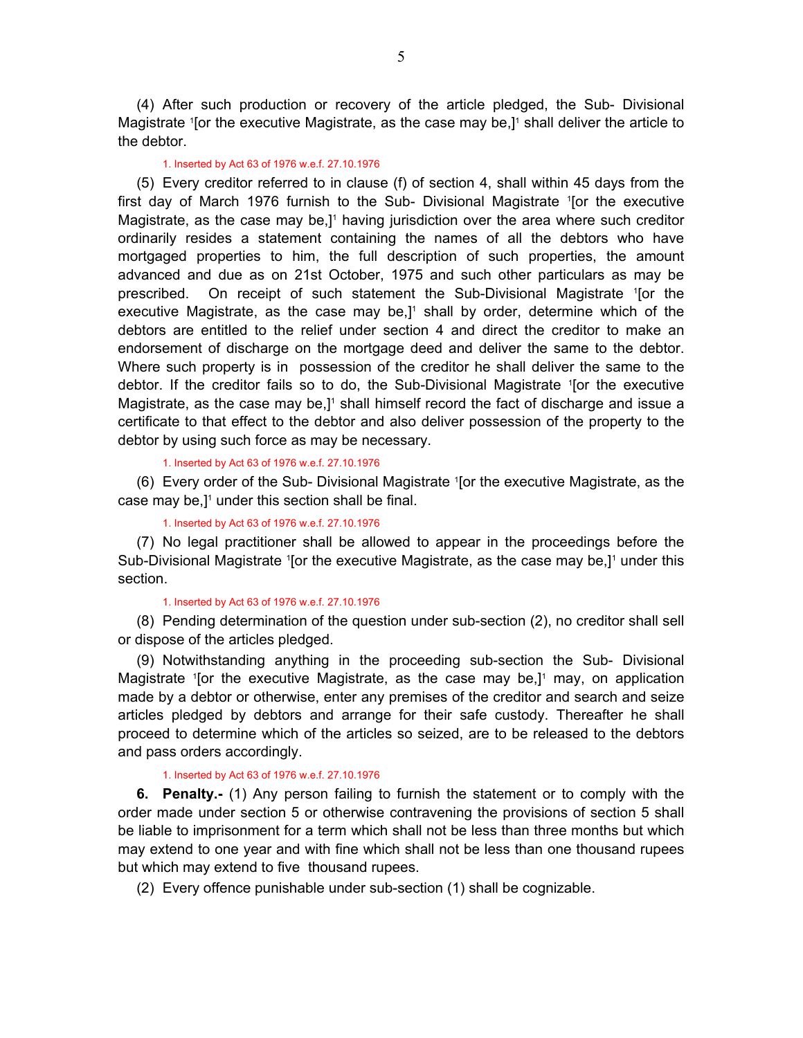(4) After such production or recovery of the article pledged, the Sub- Divisional Magistrate [1][or the executive Magistrate, as the case may be,][1] shall deliver the article to the debtor.

1. Inserted by Act 63 of 1976 w.e.f. 27.10.1976

(5) Every creditor referred to in clause (f) of section 4, shall within 45 days from the first day of March 1976 furnish to the Sub- Divisional Magistrate [1][or the executive Magistrate, as the case may be,][1] having jurisdiction over the area where such creditor ordinarily resides a statement containing the names of all the debtors who have mortgaged properties to him, the full description of such properties, the amount advanced and due as on 21st October, 1975 and such other particulars as may be prescribed. On receipt of such statement the Sub-Divisional Magistrate [1][or the executive Magistrate, as the case may be,][1] shall by order, determine which of the debtors are entitled to the relief under section 4 and direct the creditor to make an endorsement of discharge on the mortgage deed and deliver the same to the debtor. Where such property is in possession of the creditor he shall deliver the same to the debtor. If the creditor fails so to do, the Sub-Divisional Magistrate [1][or the executive Magistrate, as the case may be,][1] shall himself record the fact of discharge and issue a certificate to that effect to the debtor and also deliver possession of the property to the debtor by using such force as may be necessary.

1. Inserted by Act 63 of 1976 w.e.f. 27.10.1976

(6) Every order of the Sub- Divisional Magistrate [1][or the executive Magistrate, as the case may be,][1] under this section shall be final.

1. Inserted by Act 63 of 1976 w.e.f. 27.10.1976

(7) No legal practitioner shall be allowed to appear in the proceedings before the Sub-Divisional Magistrate [1][or the executive Magistrate, as the case may be,][1] under this section.

1. Inserted by Act 63 of 1976 w.e.f. 27.10.1976

(8) Pending determination of the question under sub-section (2), no creditor shall sell or dispose of the articles pledged.

(9) Notwithstanding anything in the proceeding sub-section the Sub- Divisional Magistrate [1][or the executive Magistrate, as the case may be,][1] may, on application made by a debtor or otherwise, enter any premises of the creditor and search and seize articles pledged by debtors and arrange for their safe custody. Thereafter he shall proceed to determine which of the articles so seized, are to be released to the debtors and pass orders accordingly.

1. Inserted by Act 63 of 1976 w.e.f. 27.10.1976

**6. Penalty.-** (1) Any person failing to furnish the statement or to comply with the order made under section 5 or otherwise contravening the provisions of section 5 shall be liable to imprisonment for a term which shall not be less than three months but which may extend to one year and with fine which shall not be less than one thousand rupees but which may extend to five thousand rupees.

(2) Every offence punishable under sub-section (1) shall be cognizable.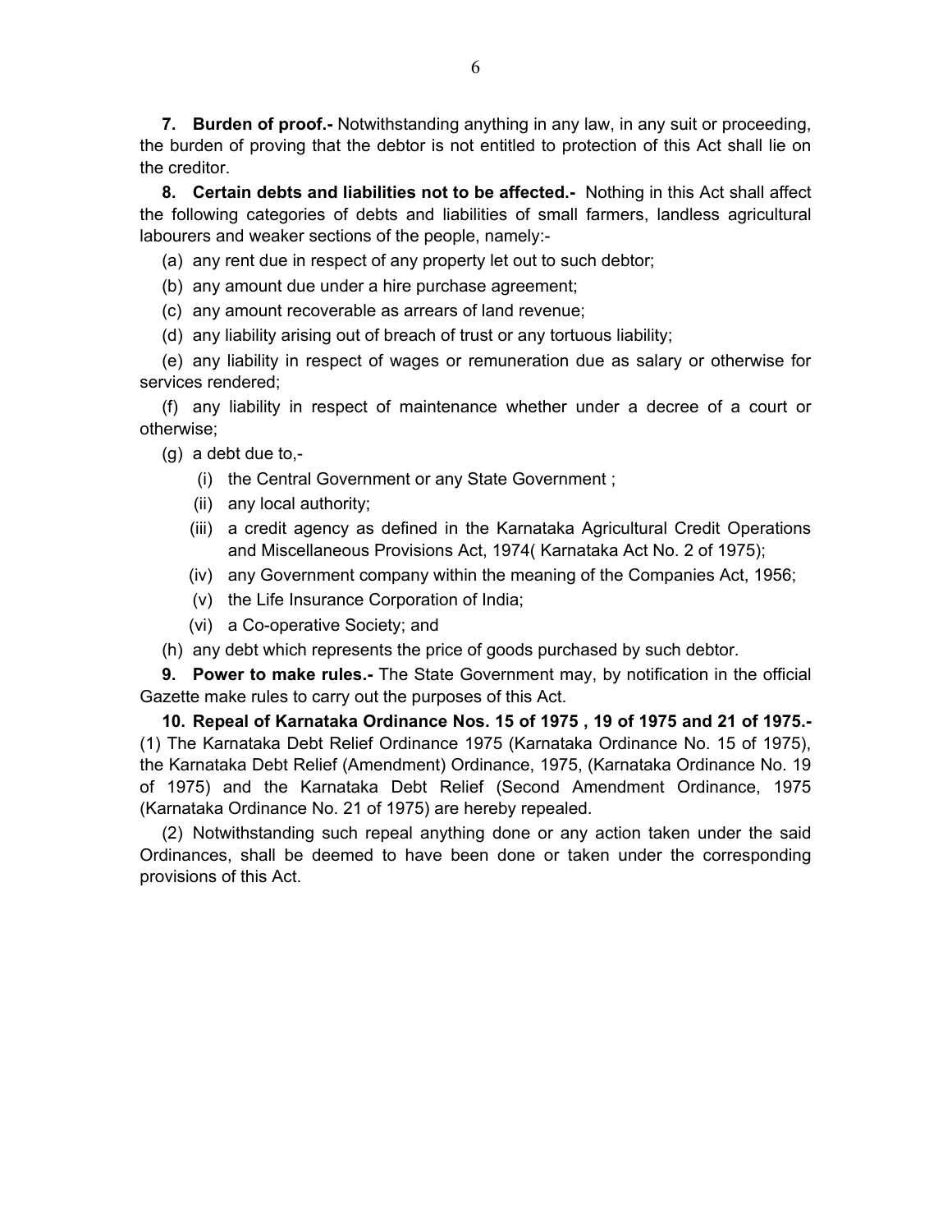**7. Burden of proof.-** Notwithstanding anything in any law, in any suit or proceeding, the burden of proving that the debtor is not entitled to protection of this Act shall lie on the creditor.

**8. Certain debts and liabilities not to be affected.-** Nothing in this Act shall affect the following categories of debts and liabilities of small farmers, landless agricultural labourers and weaker sections of the people, namely:-

(a) any rent due in respect of any property let out to such debtor;

(b) any amount due under a hire purchase agreement;

(c) any amount recoverable as arrears of land revenue;

(d) any liability arising out of breach of trust or any tortuous liability;

(e) any liability in respect of wages or remuneration due as salary or otherwise for services rendered;

(f) any liability in respect of maintenance whether under a decree of a court or otherwise;

(g) a debt due to,-

  (i) the Central Government or any State Government ;

  (ii) any local authority;

  (iii) a credit agency as defined in the Karnataka Agricultural Credit Operations and Miscellaneous Provisions Act, 1974( Karnataka Act No. 2 of 1975);

  (iv) any Government company within the meaning of the Companies Act, 1956;

  (v) the Life Insurance Corporation of India;

  (vi) a Co-operative Society; and

(h) any debt which represents the price of goods purchased by such debtor.

**9. Power to make rules.-** The State Government may, by notification in the official Gazette make rules to carry out the purposes of this Act.

**10. Repeal of Karnataka Ordinance Nos. 15 of 1975 , 19 of 1975 and 21 of 1975.-** (1) The Karnataka Debt Relief Ordinance 1975 (Karnataka Ordinance No. 15 of 1975), the Karnataka Debt Relief (Amendment) Ordinance, 1975, (Karnataka Ordinance No. 19 of 1975) and the Karnataka Debt Relief (Second Amendment Ordinance, 1975 (Karnataka Ordinance No. 21 of 1975) are hereby repealed.

(2) Notwithstanding such repeal anything done or any action taken under the said Ordinances, shall be deemed to have been done or taken under the corresponding provisions of this Act.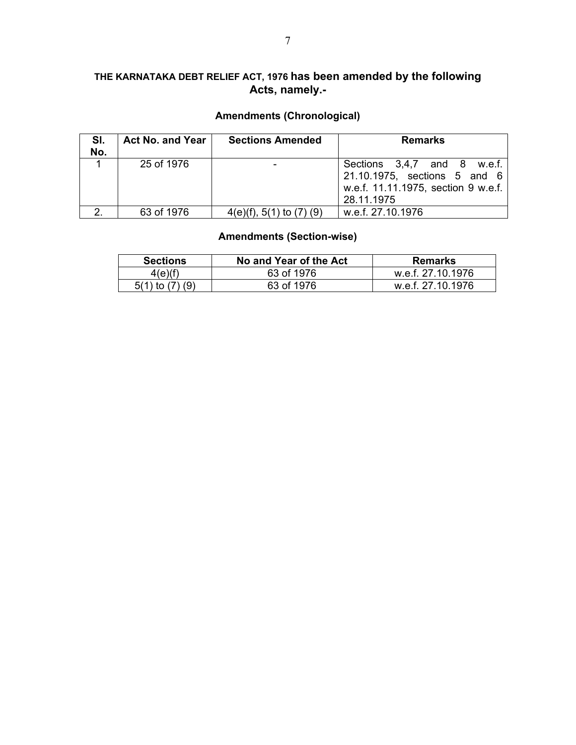## THE KARNATAKA DEBT RELIEF ACT, 1976 has been amended by the following Acts, namely.-

### Amendments (Chronological)

| Sl. No. | Act No. and Year | Sections Amended | Remarks |
|---|---|---|---|
| 1 | 25 of 1976 | - | Sections 3,4,7 and 8 w.e.f. 21.10.1975, sections 5 and 6 w.e.f. 11.11.1975, section 9 w.e.f. 28.11.1975 |
| 2. | 63 of 1976 | 4(e)(f), 5(1) to (7) (9) | w.e.f. 27.10.1976 |

### Amendments (Section-wise)

| Sections | No and Year of the Act | Remarks |
|---|---|---|
| 4(e)(f) | 63 of 1976 | w.e.f. 27.10.1976 |
| 5(1) to (7) (9) | 63 of 1976 | w.e.f. 27.10.1976 |